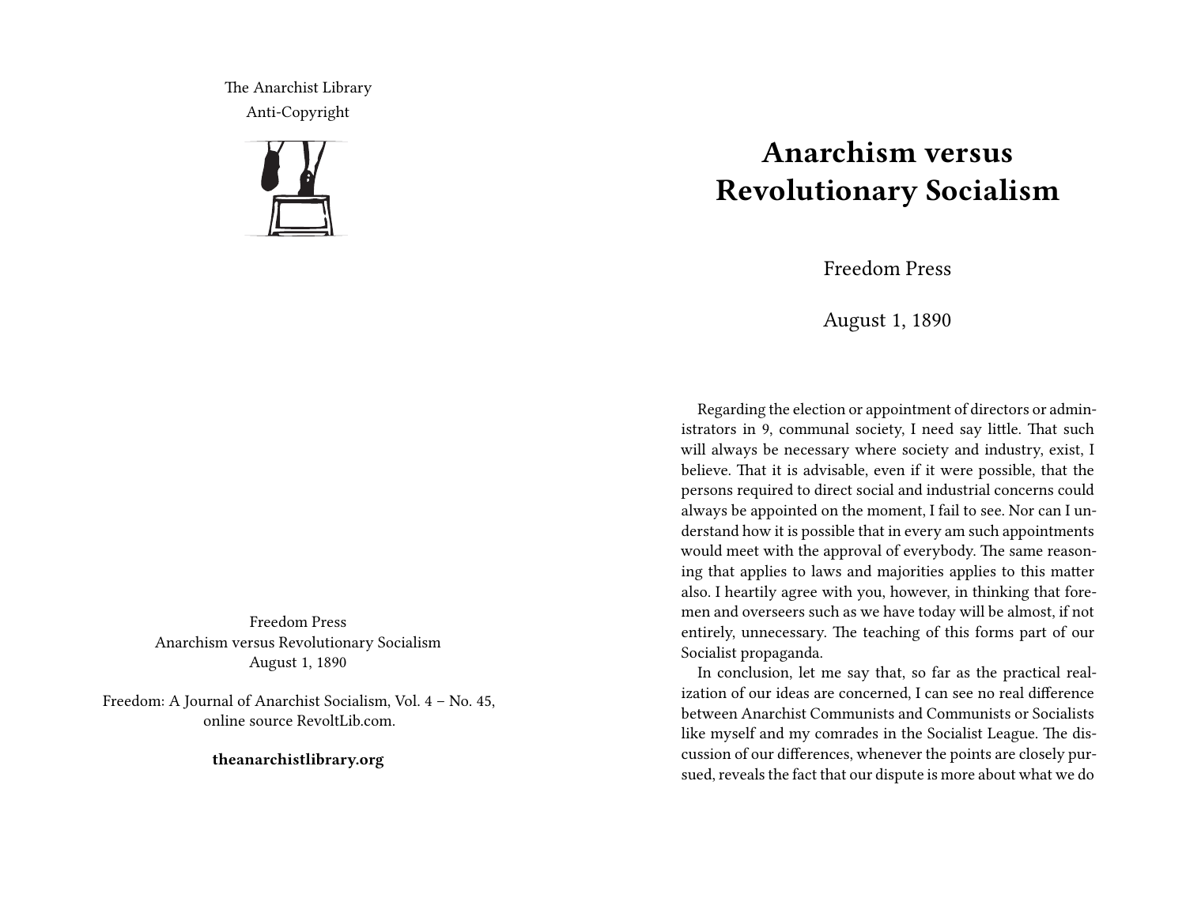The Anarchist Library
Anti-Copyright

Freedom Press
Anarchism versus Revolutionary Socialism
August 1, 1890

Freedom: A Journal of Anarchist Socialism, Vol. 4 – No. 45, online source RevoltLib.com.

**theanarchistlibrary.org**

# Anarchism versus Revolutionary Socialism

Freedom Press

August 1, 1890

Regarding the election or appointment of directors or administrators in 9, communal society, I need say little. That such will always be necessary where society and industry, exist, I believe. That it is advisable, even if it were possible, that the persons required to direct social and industrial concerns could always be appointed on the moment, I fail to see. Nor can I understand how it is possible that in every am such appointments would meet with the approval of everybody. The same reasoning that applies to laws and majorities applies to this matter also. I heartily agree with you, however, in thinking that foremen and overseers such as we have today will be almost, if not entirely, unnecessary. The teaching of this forms part of our Socialist propaganda.

In conclusion, let me say that, so far as the practical realization of our ideas are concerned, I can see no real difference between Anarchist Communists and Communists or Socialists like myself and my comrades in the Socialist League. The discussion of our differences, whenever the points are closely pursued, reveals the fact that our dispute is more about what we do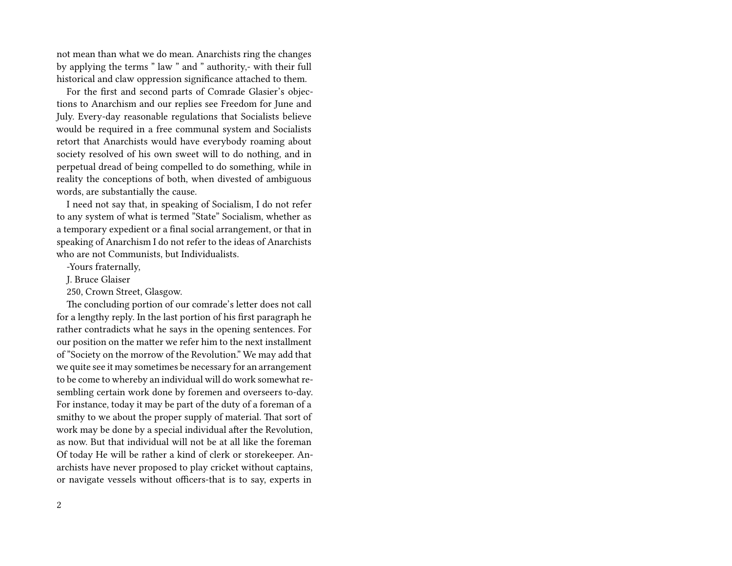not mean than what we do mean. Anarchists ring the changes by applying the terms " law " and " authority,- with their full historical and claw oppression significance attached to them.

For the first and second parts of Comrade Glasier's objections to Anarchism and our replies see Freedom for June and July. Every-day reasonable regulations that Socialists believe would be required in a free communal system and Socialists retort that Anarchists would have everybody roaming about society resolved of his own sweet will to do nothing, and in perpetual dread of being compelled to do something, while in reality the conceptions of both, when divested of ambiguous words, are substantially the cause.

I need not say that, in speaking of Socialism, I do not refer to any system of what is termed "State" Socialism, whether as a temporary expedient or a final social arrangement, or that in speaking of Anarchism I do not refer to the ideas of Anarchists who are not Communists, but Individualists.

-Yours fraternally,

J. Bruce Glaiser

250, Crown Street, Glasgow.

The concluding portion of our comrade's letter does not call for a lengthy reply. In the last portion of his first paragraph he rather contradicts what he says in the opening sentences. For our position on the matter we refer him to the next installment of "Society on the morrow of the Revolution." We may add that we quite see it may sometimes be necessary for an arrangement to be come to whereby an individual will do work somewhat resembling certain work done by foremen and overseers to-day. For instance, today it may be part of the duty of a foreman of a smithy to we about the proper supply of material. That sort of work may be done by a special individual after the Revolution, as now. But that individual will not be at all like the foreman Of today He will be rather a kind of clerk or storekeeper. Anarchists have never proposed to play cricket without captains, or navigate vessels without officers-that is to say, experts in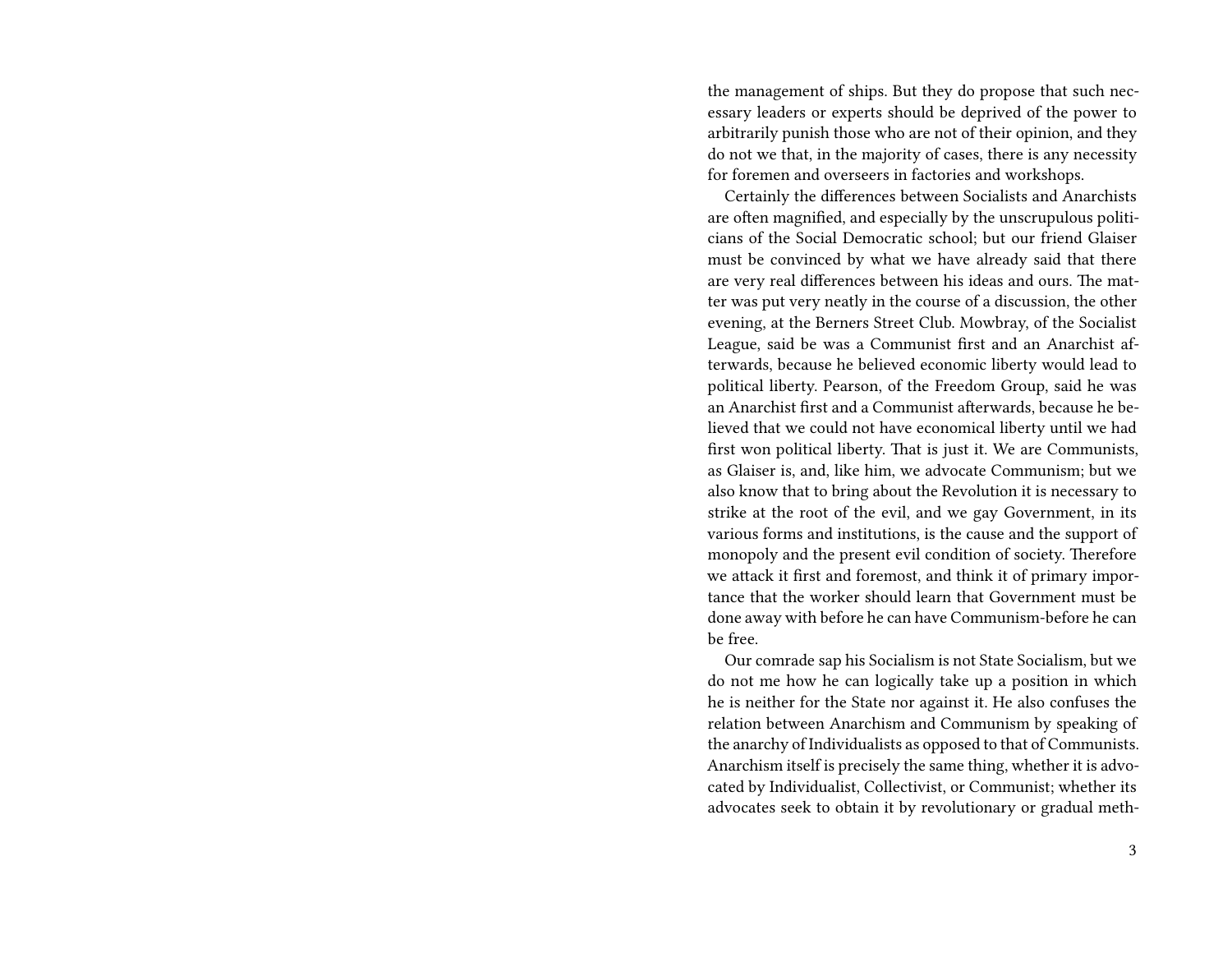the management of ships. But they do propose that such necessary leaders or experts should be deprived of the power to arbitrarily punish those who are not of their opinion, and they do not we that, in the majority of cases, there is any necessity for foremen and overseers in factories and workshops.

Certainly the differences between Socialists and Anarchists are often magnified, and especially by the unscrupulous politicians of the Social Democratic school; but our friend Glaiser must be convinced by what we have already said that there are very real differences between his ideas and ours. The matter was put very neatly in the course of a discussion, the other evening, at the Berners Street Club. Mowbray, of the Socialist League, said be was a Communist first and an Anarchist afterwards, because he believed economic liberty would lead to political liberty. Pearson, of the Freedom Group, said he was an Anarchist first and a Communist afterwards, because he believed that we could not have economical liberty until we had first won political liberty. That is just it. We are Communists, as Glaiser is, and, like him, we advocate Communism; but we also know that to bring about the Revolution it is necessary to strike at the root of the evil, and we gay Government, in its various forms and institutions, is the cause and the support of monopoly and the present evil condition of society. Therefore we attack it first and foremost, and think it of primary importance that the worker should learn that Government must be done away with before he can have Communism-before he can be free.

Our comrade sap his Socialism is not State Socialism, but we do not me how he can logically take up a position in which he is neither for the State nor against it. He also confuses the relation between Anarchism and Communism by speaking of the anarchy of Individualists as opposed to that of Communists. Anarchism itself is precisely the same thing, whether it is advocated by Individualist, Collectivist, or Communist; whether its advocates seek to obtain it by revolutionary or gradual meth-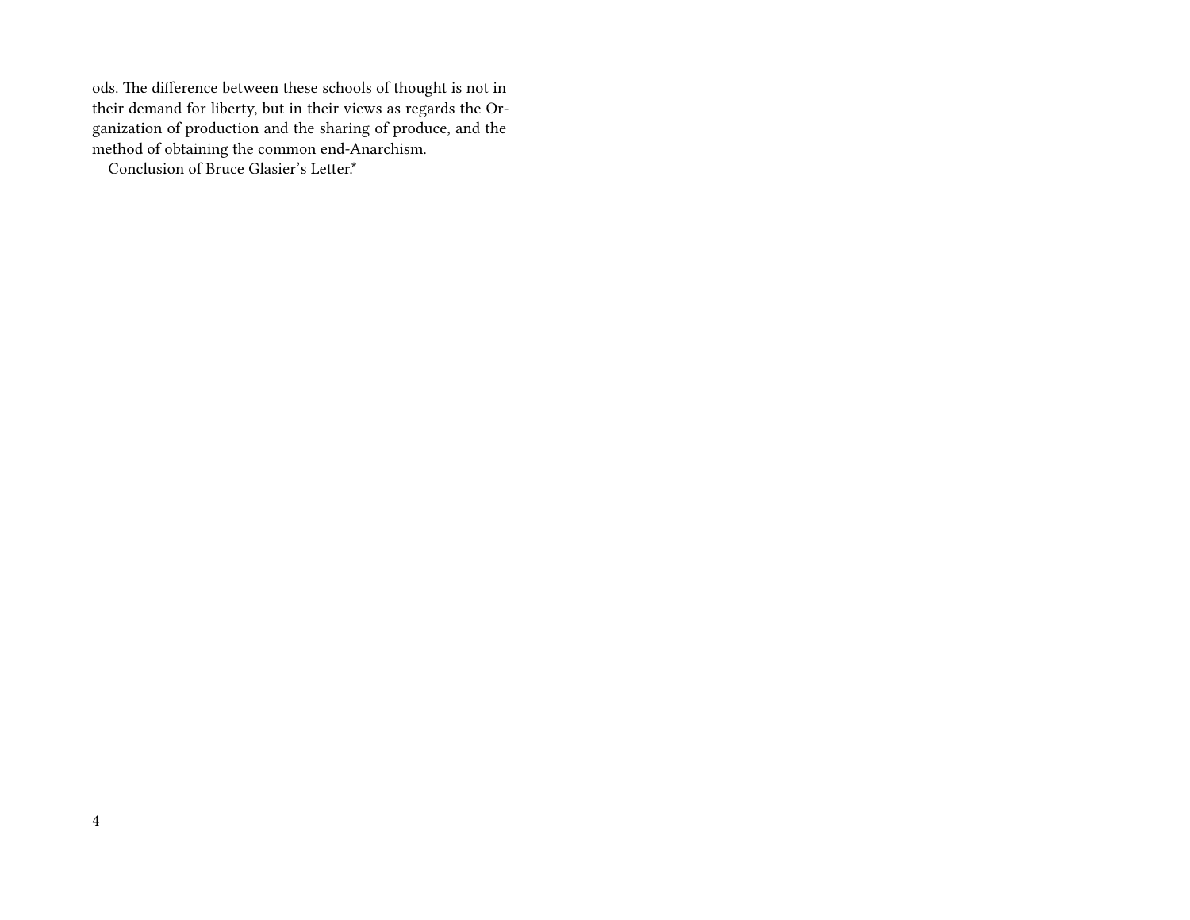ods. The difference between these schools of thought is not in their demand for liberty, but in their views as regards the Organization of production and the sharing of produce, and the method of obtaining the common end-Anarchism.

Conclusion of Bruce Glasier's Letter.*